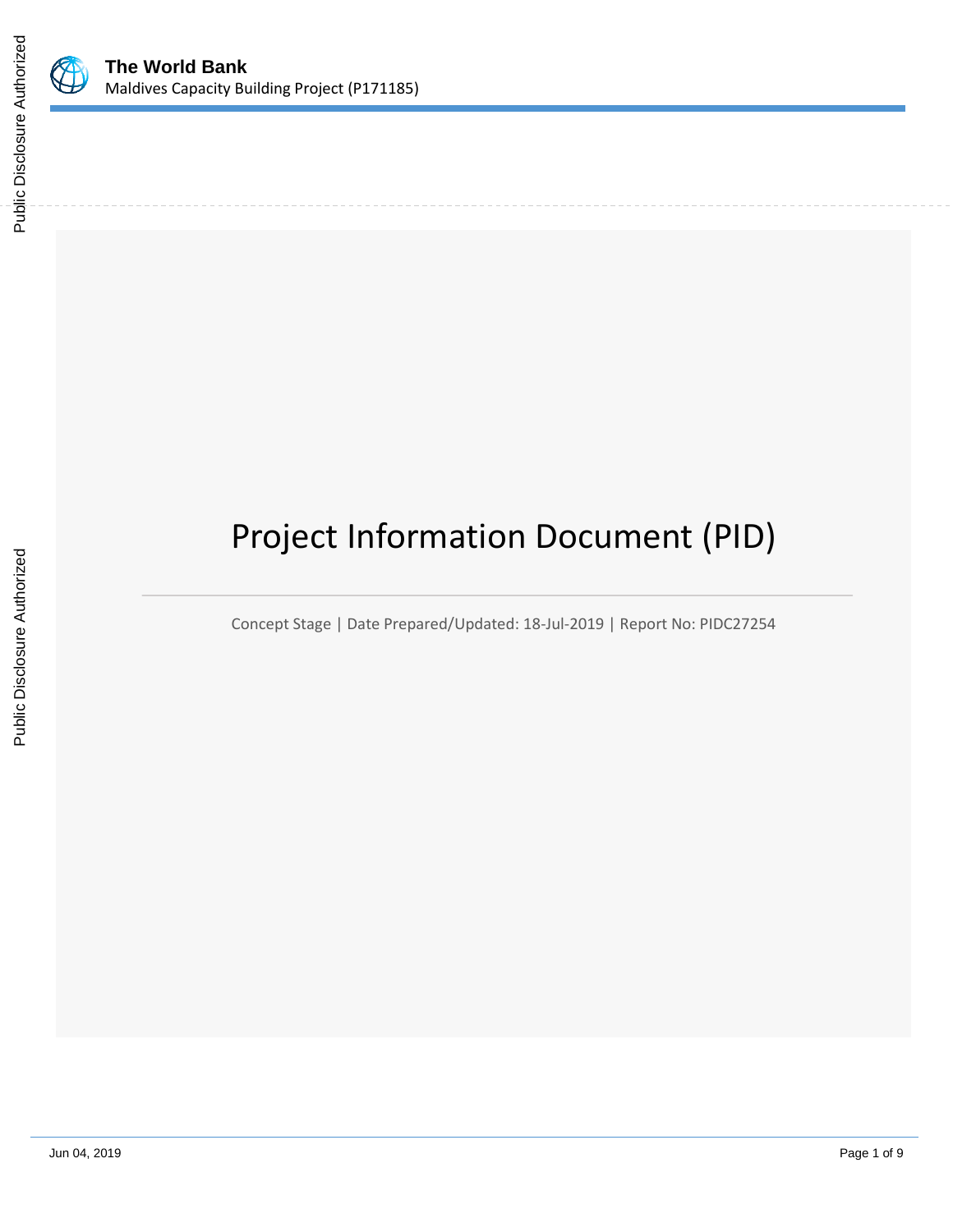**The World Bank**
Maldives Capacity Building Project (P171185)

# Project Information Document (PID)

Concept Stage | Date Prepared/Updated: 18-Jul-2019 | Report No: PIDC27254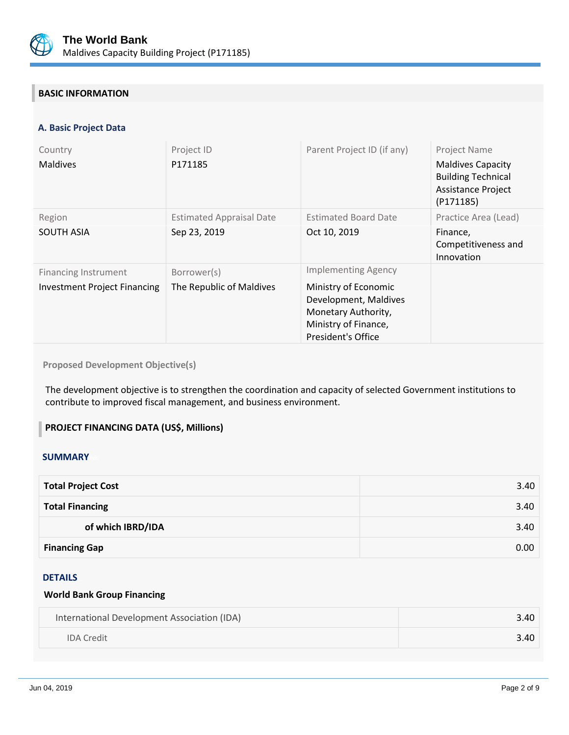## BASIC INFORMATION

### A. Basic Project Data

| Country | Project ID | Parent Project ID (if any) | Project Name |
|---|---|---|---|
| Maldives | P171185 | | Maldives Capacity Building Technical Assistance Project (P171185) |
| **Region** | **Estimated Appraisal Date** | **Estimated Board Date** | **Practice Area (Lead)** |
| SOUTH ASIA | Sep 23, 2019 | Oct 10, 2019 | Finance, Competitiveness and Innovation |
| **Financing Instrument** | **Borrower(s)** | **Implementing Agency** | |
| Investment Project Financing | The Republic of Maldives | Ministry of Economic Development, Maldives Monetary Authority, Ministry of Finance, President's Office | |

**Proposed Development Objective(s)**

The development objective is to strengthen the coordination and capacity of selected Government institutions to contribute to improved fiscal management, and business environment.

## PROJECT FINANCING DATA (US$, Millions)

### SUMMARY

| | |
|---|---:|
| **Total Project Cost** | 3.40 |
| **Total Financing** | 3.40 |
| **of which IBRD/IDA** | 3.40 |
| **Financing Gap** | 0.00 |

### DETAILS

**World Bank Group Financing**

| | |
|---|---:|
| International Development Association (IDA) | 3.40 |
| IDA Credit | 3.40 |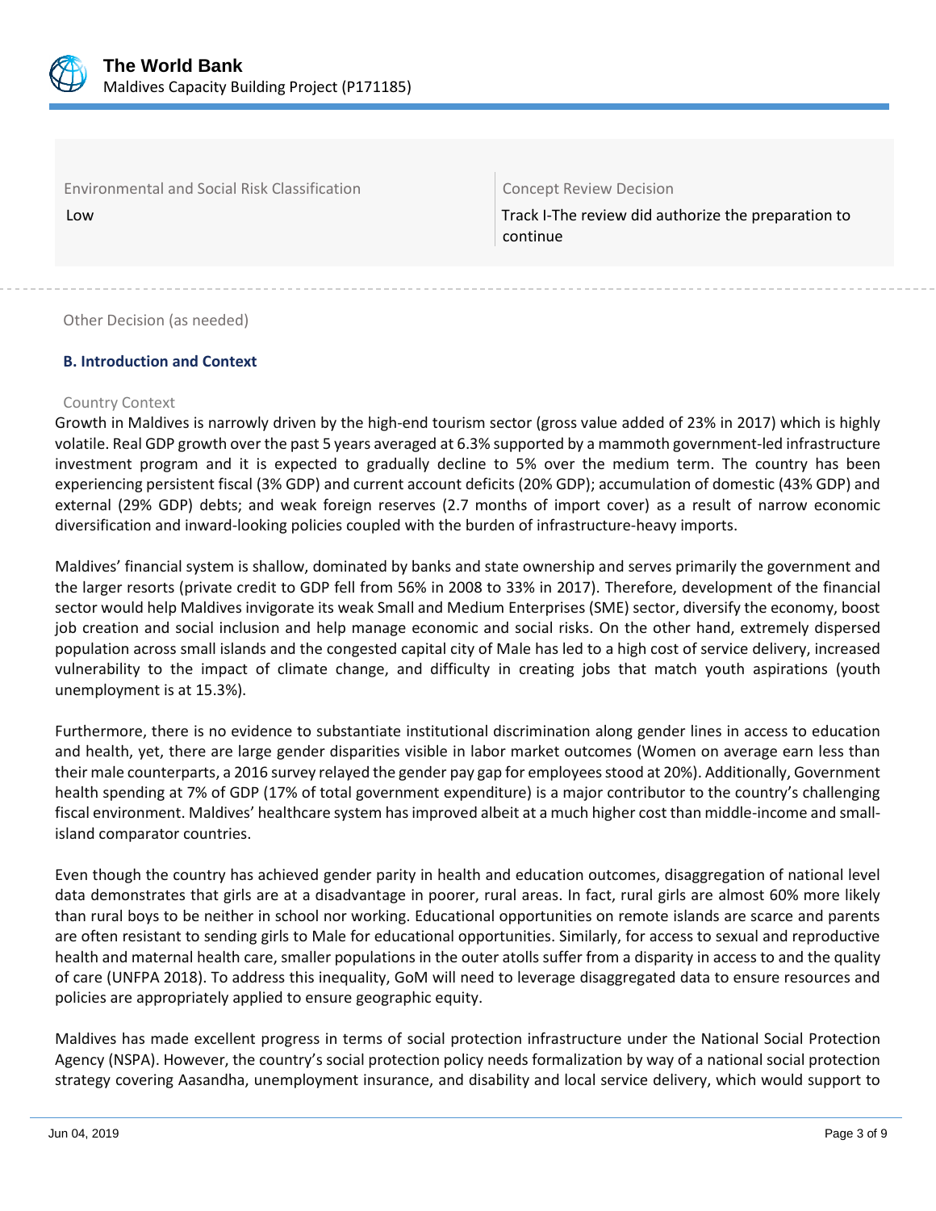| Environmental and Social Risk Classification | Concept Review Decision |
|---|---|
| Low | Track I-The review did authorize the preparation to continue |

Other Decision (as needed)

### B. Introduction and Context

Country Context

Growth in Maldives is narrowly driven by the high-end tourism sector (gross value added of 23% in 2017) which is highly volatile. Real GDP growth over the past 5 years averaged at 6.3% supported by a mammoth government-led infrastructure investment program and it is expected to gradually decline to 5% over the medium term. The country has been experiencing persistent fiscal (3% GDP) and current account deficits (20% GDP); accumulation of domestic (43% GDP) and external (29% GDP) debts; and weak foreign reserves (2.7 months of import cover) as a result of narrow economic diversification and inward-looking policies coupled with the burden of infrastructure-heavy imports.

Maldives' financial system is shallow, dominated by banks and state ownership and serves primarily the government and the larger resorts (private credit to GDP fell from 56% in 2008 to 33% in 2017). Therefore, development of the financial sector would help Maldives invigorate its weak Small and Medium Enterprises (SME) sector, diversify the economy, boost job creation and social inclusion and help manage economic and social risks. On the other hand, extremely dispersed population across small islands and the congested capital city of Male has led to a high cost of service delivery, increased vulnerability to the impact of climate change, and difficulty in creating jobs that match youth aspirations (youth unemployment is at 15.3%).

Furthermore, there is no evidence to substantiate institutional discrimination along gender lines in access to education and health, yet, there are large gender disparities visible in labor market outcomes (Women on average earn less than their male counterparts, a 2016 survey relayed the gender pay gap for employees stood at 20%). Additionally, Government health spending at 7% of GDP (17% of total government expenditure) is a major contributor to the country's challenging fiscal environment. Maldives' healthcare system has improved albeit at a much higher cost than middle-income and small-island comparator countries.

Even though the country has achieved gender parity in health and education outcomes, disaggregation of national level data demonstrates that girls are at a disadvantage in poorer, rural areas. In fact, rural girls are almost 60% more likely than rural boys to be neither in school nor working. Educational opportunities on remote islands are scarce and parents are often resistant to sending girls to Male for educational opportunities. Similarly, for access to sexual and reproductive health and maternal health care, smaller populations in the outer atolls suffer from a disparity in access to and the quality of care (UNFPA 2018). To address this inequality, GoM will need to leverage disaggregated data to ensure resources and policies are appropriately applied to ensure geographic equity.

Maldives has made excellent progress in terms of social protection infrastructure under the National Social Protection Agency (NSPA). However, the country's social protection policy needs formalization by way of a national social protection strategy covering Aasandha, unemployment insurance, and disability and local service delivery, which would support to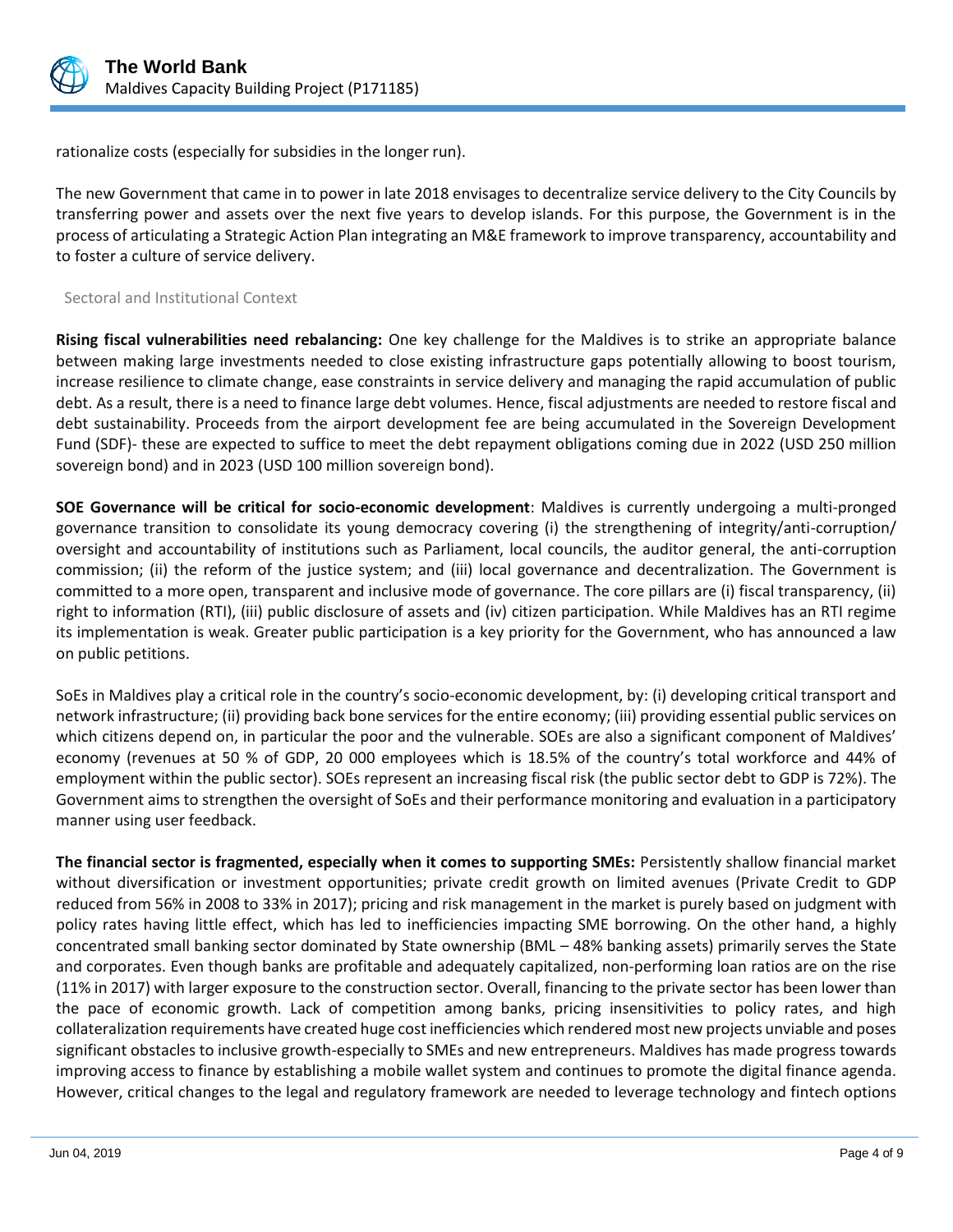rationalize costs (especially for subsidies in the longer run).

The new Government that came in to power in late 2018 envisages to decentralize service delivery to the City Councils by transferring power and assets over the next five years to develop islands. For this purpose, the Government is in the process of articulating a Strategic Action Plan integrating an M&E framework to improve transparency, accountability and to foster a culture of service delivery.

## Sectoral and Institutional Context

**Rising fiscal vulnerabilities need rebalancing:** One key challenge for the Maldives is to strike an appropriate balance between making large investments needed to close existing infrastructure gaps potentially allowing to boost tourism, increase resilience to climate change, ease constraints in service delivery and managing the rapid accumulation of public debt. As a result, there is a need to finance large debt volumes. Hence, fiscal adjustments are needed to restore fiscal and debt sustainability. Proceeds from the airport development fee are being accumulated in the Sovereign Development Fund (SDF)- these are expected to suffice to meet the debt repayment obligations coming due in 2022 (USD 250 million sovereign bond) and in 2023 (USD 100 million sovereign bond).

**SOE Governance will be critical for socio-economic development**: Maldives is currently undergoing a multi-pronged governance transition to consolidate its young democracy covering (i) the strengthening of integrity/anti-corruption/ oversight and accountability of institutions such as Parliament, local councils, the auditor general, the anti-corruption commission; (ii) the reform of the justice system; and (iii) local governance and decentralization. The Government is committed to a more open, transparent and inclusive mode of governance. The core pillars are (i) fiscal transparency, (ii) right to information (RTI), (iii) public disclosure of assets and (iv) citizen participation. While Maldives has an RTI regime its implementation is weak. Greater public participation is a key priority for the Government, who has announced a law on public petitions.

SoEs in Maldives play a critical role in the country's socio-economic development, by: (i) developing critical transport and network infrastructure; (ii) providing back bone services for the entire economy; (iii) providing essential public services on which citizens depend on, in particular the poor and the vulnerable. SOEs are also a significant component of Maldives' economy (revenues at 50 % of GDP, 20 000 employees which is 18.5% of the country's total workforce and 44% of employment within the public sector). SOEs represent an increasing fiscal risk (the public sector debt to GDP is 72%). The Government aims to strengthen the oversight of SoEs and their performance monitoring and evaluation in a participatory manner using user feedback.

**The financial sector is fragmented, especially when it comes to supporting SMEs:** Persistently shallow financial market without diversification or investment opportunities; private credit growth on limited avenues (Private Credit to GDP reduced from 56% in 2008 to 33% in 2017); pricing and risk management in the market is purely based on judgment with policy rates having little effect, which has led to inefficiencies impacting SME borrowing. On the other hand, a highly concentrated small banking sector dominated by State ownership (BML – 48% banking assets) primarily serves the State and corporates. Even though banks are profitable and adequately capitalized, non-performing loan ratios are on the rise (11% in 2017) with larger exposure to the construction sector. Overall, financing to the private sector has been lower than the pace of economic growth. Lack of competition among banks, pricing insensitivities to policy rates, and high collateralization requirements have created huge cost inefficiencies which rendered most new projects unviable and poses significant obstacles to inclusive growth-especially to SMEs and new entrepreneurs. Maldives has made progress towards improving access to finance by establishing a mobile wallet system and continues to promote the digital finance agenda. However, critical changes to the legal and regulatory framework are needed to leverage technology and fintech options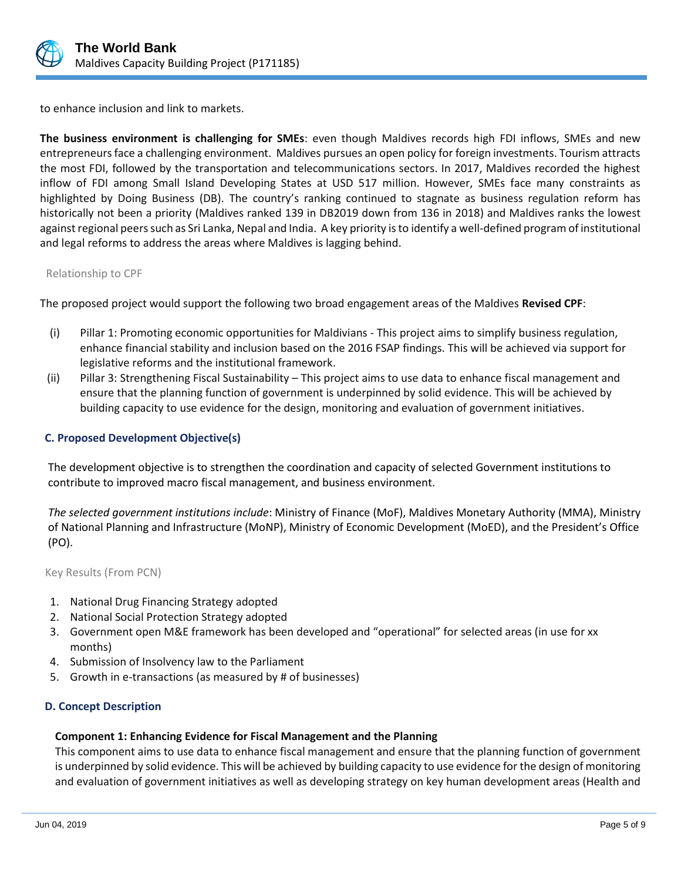to enhance inclusion and link to markets.

**The business environment is challenging for SMEs**: even though Maldives records high FDI inflows, SMEs and new entrepreneurs face a challenging environment. Maldives pursues an open policy for foreign investments. Tourism attracts the most FDI, followed by the transportation and telecommunications sectors. In 2017, Maldives recorded the highest inflow of FDI among Small Island Developing States at USD 517 million. However, SMEs face many constraints as highlighted by Doing Business (DB). The country's ranking continued to stagnate as business regulation reform has historically not been a priority (Maldives ranked 139 in DB2019 down from 136 in 2018) and Maldives ranks the lowest against regional peers such as Sri Lanka, Nepal and India. A key priority is to identify a well-defined program of institutional and legal reforms to address the areas where Maldives is lagging behind.

Relationship to CPF

The proposed project would support the following two broad engagement areas of the Maldives **Revised CPF**:

(i) Pillar 1: Promoting economic opportunities for Maldivians - This project aims to simplify business regulation, enhance financial stability and inclusion based on the 2016 FSAP findings. This will be achieved via support for legislative reforms and the institutional framework.

(ii) Pillar 3: Strengthening Fiscal Sustainability – This project aims to use data to enhance fiscal management and ensure that the planning function of government is underpinned by solid evidence. This will be achieved by building capacity to use evidence for the design, monitoring and evaluation of government initiatives.

### C. Proposed Development Objective(s)

The development objective is to strengthen the coordination and capacity of selected Government institutions to contribute to improved macro fiscal management, and business environment.

*The selected government institutions include*: Ministry of Finance (MoF), Maldives Monetary Authority (MMA), Ministry of National Planning and Infrastructure (MoNP), Ministry of Economic Development (MoED), and the President's Office (PO).

Key Results (From PCN)

1. National Drug Financing Strategy adopted
2. National Social Protection Strategy adopted
3. Government open M&E framework has been developed and "operational" for selected areas (in use for xx months)
4. Submission of Insolvency law to the Parliament
5. Growth in e-transactions (as measured by # of businesses)

### D. Concept Description

**Component 1: Enhancing Evidence for Fiscal Management and the Planning**

This component aims to use data to enhance fiscal management and ensure that the planning function of government is underpinned by solid evidence. This will be achieved by building capacity to use evidence for the design of monitoring and evaluation of government initiatives as well as developing strategy on key human development areas (Health and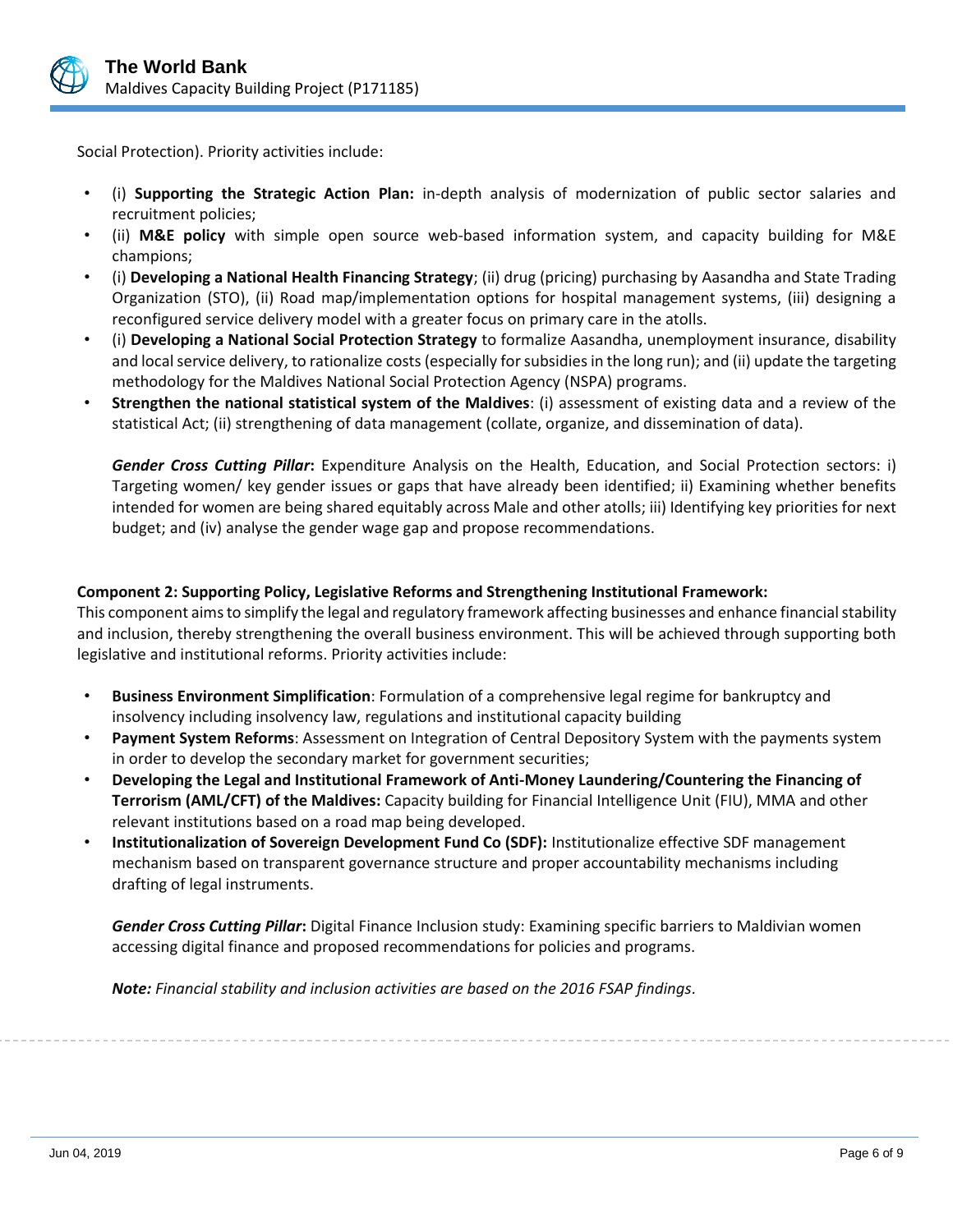Social Protection). Priority activities include:

- (i) **Supporting the Strategic Action Plan:** in-depth analysis of modernization of public sector salaries and recruitment policies;
- (ii) **M&E policy** with simple open source web-based information system, and capacity building for M&E champions;
- (i) **Developing a National Health Financing Strategy**; (ii) drug (pricing) purchasing by Aasandha and State Trading Organization (STO), (ii) Road map/implementation options for hospital management systems, (iii) designing a reconfigured service delivery model with a greater focus on primary care in the atolls.
- (i) **Developing a National Social Protection Strategy** to formalize Aasandha, unemployment insurance, disability and local service delivery, to rationalize costs (especially for subsidies in the long run); and (ii) update the targeting methodology for the Maldives National Social Protection Agency (NSPA) programs.
- **Strengthen the national statistical system of the Maldives**: (i) assessment of existing data and a review of the statistical Act; (ii) strengthening of data management (collate, organize, and dissemination of data).

  ***Gender Cross Cutting Pillar*:** Expenditure Analysis on the Health, Education, and Social Protection sectors: i) Targeting women/ key gender issues or gaps that have already been identified; ii) Examining whether benefits intended for women are being shared equitably across Male and other atolls; iii) Identifying key priorities for next budget; and (iv) analyse the gender wage gap and propose recommendations.

**Component 2: Supporting Policy, Legislative Reforms and Strengthening Institutional Framework:**
This component aims to simplify the legal and regulatory framework affecting businesses and enhance financial stability and inclusion, thereby strengthening the overall business environment. This will be achieved through supporting both legislative and institutional reforms. Priority activities include:

- **Business Environment Simplification**: Formulation of a comprehensive legal regime for bankruptcy and insolvency including insolvency law, regulations and institutional capacity building
- **Payment System Reforms**: Assessment on Integration of Central Depository System with the payments system in order to develop the secondary market for government securities;
- **Developing the Legal and Institutional Framework of Anti-Money Laundering/Countering the Financing of Terrorism (AML/CFT) of the Maldives:** Capacity building for Financial Intelligence Unit (FIU), MMA and other relevant institutions based on a road map being developed.
- **Institutionalization of Sovereign Development Fund Co (SDF):** Institutionalize effective SDF management mechanism based on transparent governance structure and proper accountability mechanisms including drafting of legal instruments.

  ***Gender Cross Cutting Pillar*:** Digital Finance Inclusion study: Examining specific barriers to Maldivian women accessing digital finance and proposed recommendations for policies and programs.

  ***Note:*** *Financial stability and inclusion activities are based on the 2016 FSAP findings.*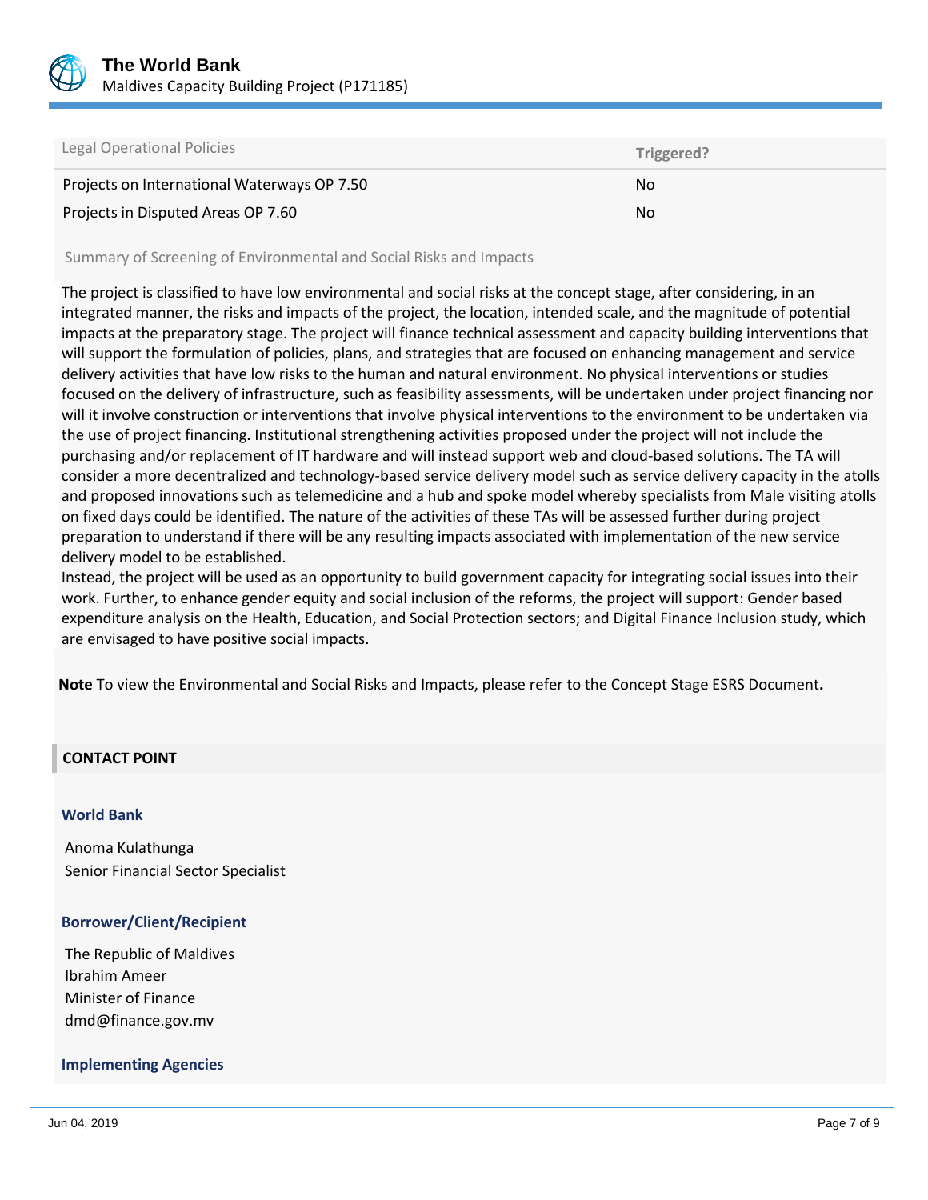| Legal Operational Policies | Triggered? |
| --- | --- |
| Projects on International Waterways OP 7.50 | No |
| Projects in Disputed Areas OP 7.60 | No |

Summary of Screening of Environmental and Social Risks and Impacts

The project is classified to have low environmental and social risks at the concept stage, after considering, in an integrated manner, the risks and impacts of the project, the location, intended scale, and the magnitude of potential impacts at the preparatory stage. The project will finance technical assessment and capacity building interventions that will support the formulation of policies, plans, and strategies that are focused on enhancing management and service delivery activities that have low risks to the human and natural environment. No physical interventions or studies focused on the delivery of infrastructure, such as feasibility assessments, will be undertaken under project financing nor will it involve construction or interventions that involve physical interventions to the environment to be undertaken via the use of project financing. Institutional strengthening activities proposed under the project will not include the purchasing and/or replacement of IT hardware and will instead support web and cloud-based solutions. The TA will consider a more decentralized and technology-based service delivery model such as service delivery capacity in the atolls and proposed innovations such as telemedicine and a hub and spoke model whereby specialists from Male visiting atolls on fixed days could be identified. The nature of the activities of these TAs will be assessed further during project preparation to understand if there will be any resulting impacts associated with implementation of the new service delivery model to be established.
Instead, the project will be used as an opportunity to build government capacity for integrating social issues into their work. Further, to enhance gender equity and social inclusion of the reforms, the project will support: Gender based expenditure analysis on the Health, Education, and Social Protection sectors; and Digital Finance Inclusion study, which are envisaged to have positive social impacts.

**Note** To view the Environmental and Social Risks and Impacts, please refer to the Concept Stage ESRS Document**.**

## CONTACT POINT

### World Bank

Anoma Kulathunga
Senior Financial Sector Specialist

### Borrower/Client/Recipient

The Republic of Maldives
Ibrahim Ameer
Minister of Finance
dmd@finance.gov.mv

### Implementing Agencies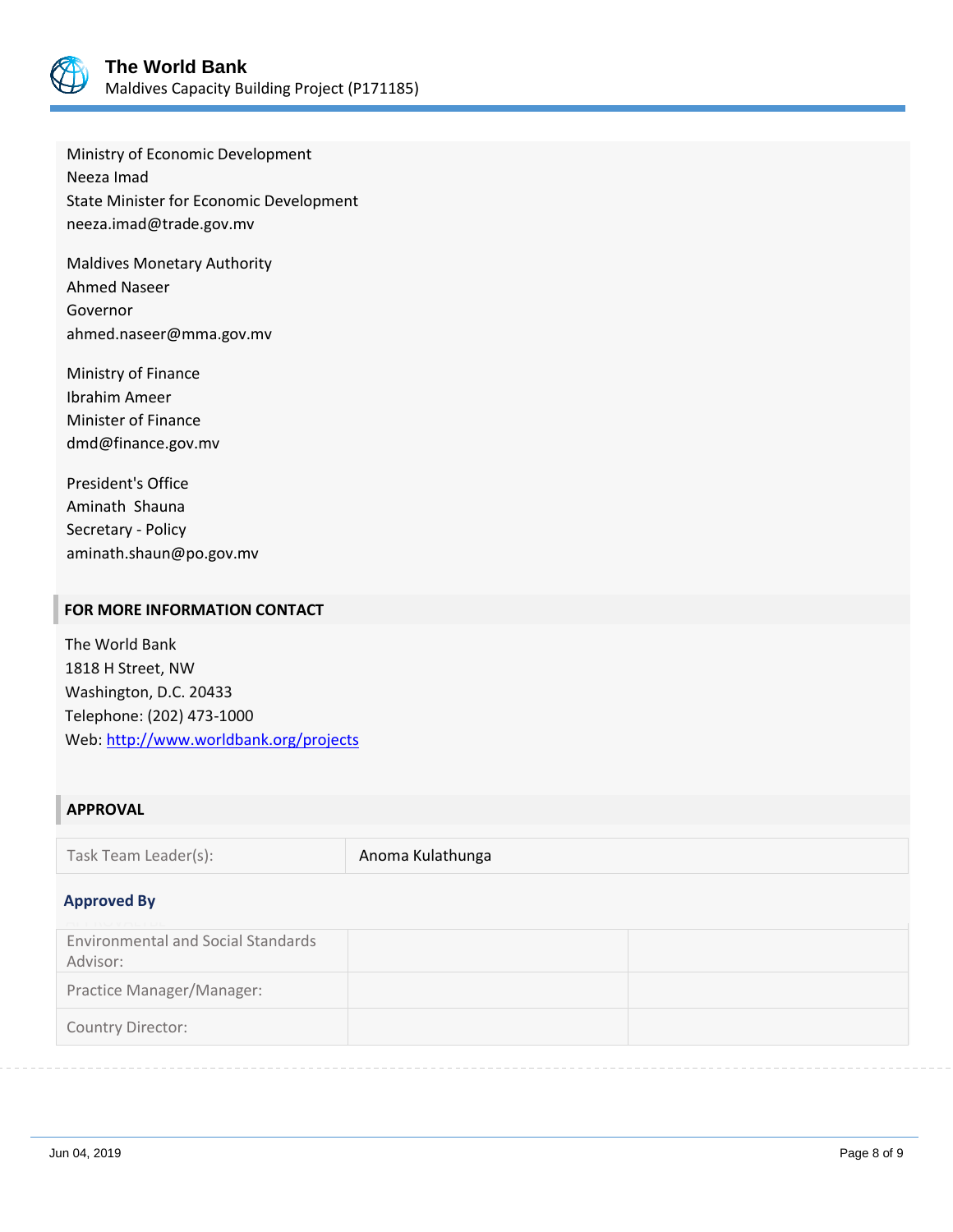Ministry of Economic Development
Neeza Imad
State Minister for Economic Development
neeza.imad@trade.gov.mv

Maldives Monetary Authority
Ahmed Naseer
Governor
ahmed.naseer@mma.gov.mv

Ministry of Finance
Ibrahim Ameer
Minister of Finance
dmd@finance.gov.mv

President's Office
Aminath Shauna
Secretary - Policy
aminath.shaun@po.gov.mv

## FOR MORE INFORMATION CONTACT

The World Bank
1818 H Street, NW
Washington, D.C. 20433
Telephone: (202) 473-1000
Web: http://www.worldbank.org/projects

## APPROVAL

| Task Team Leader(s): | Anoma Kulathunga |
|---|---|

### Approved By

| | | |
|---|---|---|
| Environmental and Social Standards Advisor: | | |
| Practice Manager/Manager: | | |
| Country Director: | | |